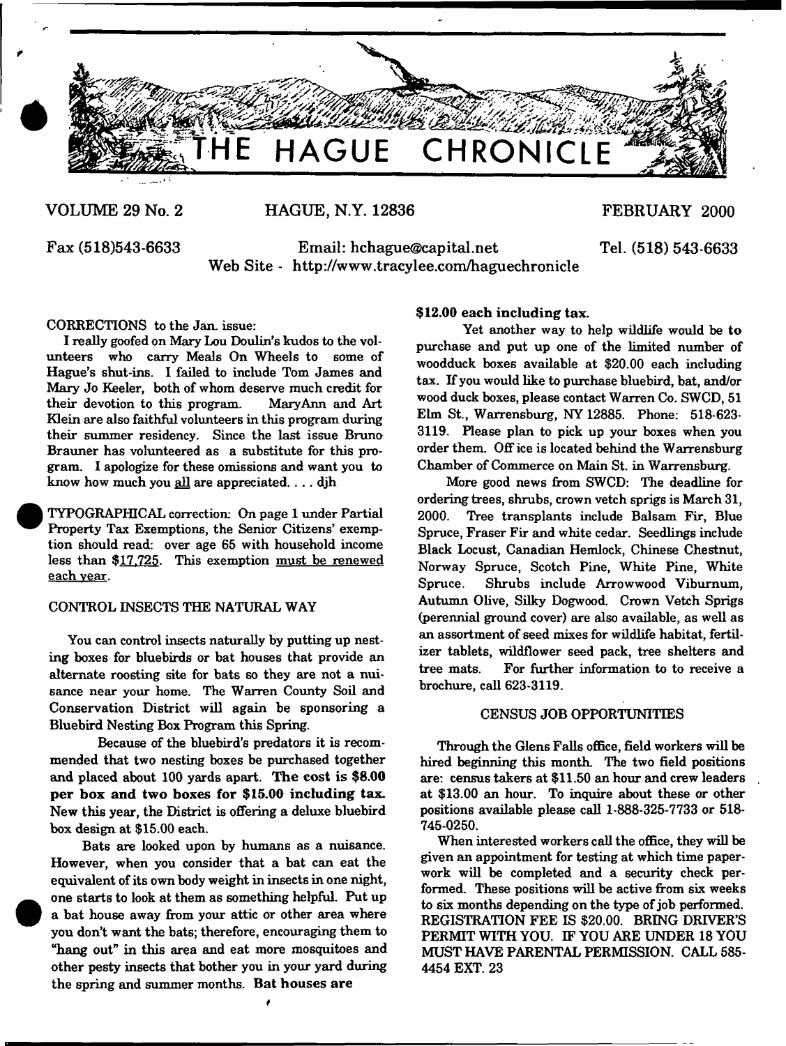# THE HAGUE CHRONICLE

VOLUME 29 No. 2 HAGUE, N.Y. 12836 FEBRUARY 2000

Fax (518)543-6633 Email: hchague@capital.net Tel. (518) 543-6633

Web Site - http://www.tracylee.com/haguechronicle

CORRECTIONS to the Jan. issue:

I really goofed on Mary Lou Doulin's kudos to the volunteers who carry Meals On Wheels to some of Hague's shut-ins. I failed to include Tom James and Mary Jo Keeler, both of whom deserve much credit for their devotion to this program. MaryAnn and Art Klein are also faithful volunteers in this program during their summer residency. Since the last issue Bruno Brauner has volunteered as a substitute for this program. I apologize for these omissions and want you to know how much you all are appreciated. . . . djh

TYPOGRAPHICAL correction: On page 1 under Partial Property Tax Exemptions, the Senior Citizens' exemption should read: over age 65 with household income less than $17,725. This exemption must be renewed each year.

## CONTROL INSECTS THE NATURAL WAY

You can control insects naturally by putting up nesting boxes for bluebirds or bat houses that provide an alternate roosting site for bats so they are not a nuisance near your home. The Warren County Soil and Conservation District will again be sponsoring a Bluebird Nesting Box Program this Spring.

Because of the bluebird's predators it is recommended that two nesting boxes be purchased together and placed about 100 yards apart. **The cost is $8.00 per box and two boxes for $15.00 including tax.** New this year, the District is offering a deluxe bluebird box design at $15.00 each.

Bats are looked upon by humans as a nuisance. However, when you consider that a bat can eat the equivalent of its own body weight in insects in one night, one starts to look at them as something helpful. Put up a bat house away from your attic or other area where you don't want the bats; therefore, encouraging them to "hang out" in this area and eat more mosquitoes and other pesty insects that bother you in your yard during the spring and summer months. **Bat houses are $12.00 each including tax.**

Yet another way to help wildlife would be to purchase and put up one of the limited number of woodduck boxes available at $20.00 each including tax. If you would like to purchase bluebird, bat, and/or wood duck boxes, please contact Warren Co. SWCD, 51 Elm St., Warrensburg, NY 12885. Phone: 518-623-3119. Please plan to pick up your boxes when you order them. Office is located behind the Warrensburg Chamber of Commerce on Main St. in Warrensburg.

More good news from SWCD: The deadline for ordering trees, shrubs, crown vetch sprigs is March 31, 2000. Tree transplants include Balsam Fir, Blue Spruce, Fraser Fir and white cedar. Seedlings include Black Locust, Canadian Hemlock, Chinese Chestnut, Norway Spruce, Scotch Pine, White Pine, White Spruce. Shrubs include Arrowwood Viburnum, Autumn Olive, Silky Dogwood. Crown Vetch Sprigs (perennial ground cover) are also available, as well as an assortment of seed mixes for wildlife habitat, fertilizer tablets, wildflower seed pack, tree shelters and tree mats. For further information to to receive a brochure, call 623-3119.

## CENSUS JOB OPPORTUNITIES

Through the Glens Falls office, field workers will be hired beginning this month. The two field positions are: census takers at $11.50 an hour and crew leaders at $13.00 an hour. To inquire about these or other positions available please call 1-888-325-7733 or 518-745-0250.

When interested workers call the office, they will be given an appointment for testing at which time paperwork will be completed and a security check performed. These positions will be active from six weeks to six months depending on the type of job performed. REGISTRATION FEE IS $20.00. BRING DRIVER'S PERMIT WITH YOU. IF YOU ARE UNDER 18 YOU MUST HAVE PARENTAL PERMISSION. CALL 585-4454 EXT. 23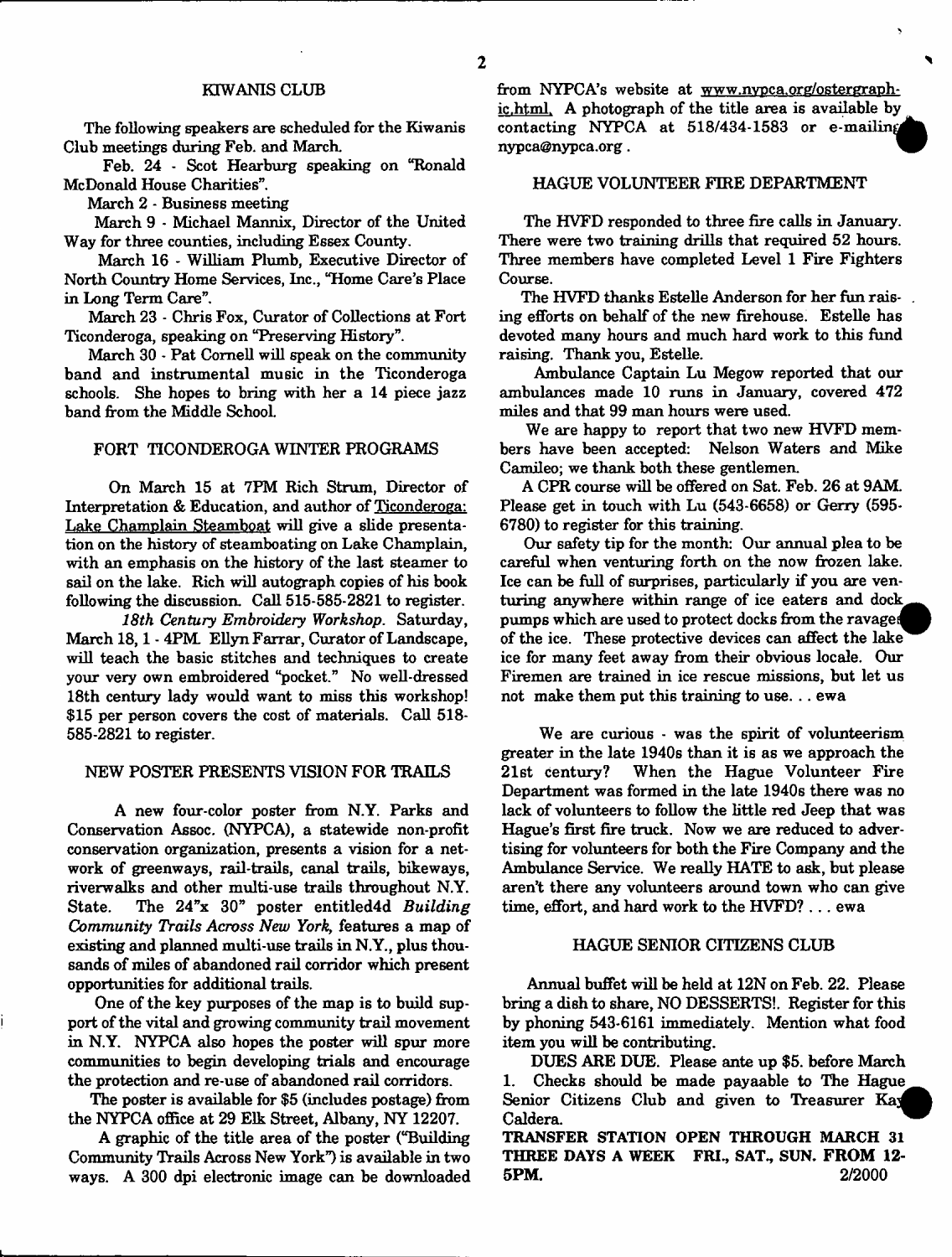## KIWANIS CLUB

The following speakers are scheduled for the Kiwanis Club meetings during Feb. and March.

Feb. 24 - Scot Hearburg speaking on "Ronald McDonald House Charities".

March 2 - Business meeting

March 9 - Michael Mannix, Director of the United Way for three counties, including Essex County.

March 16 - William Plumb, Executive Director of North Country Home Services, Inc., "Home Care's Place in Long Term Care".

March 23 - Chris Fox, Curator of Collections at Fort Ticonderoga, speaking on "Preserving History".

March 30 - Pat Cornell will speak on the community band and instrumental music in the Ticonderoga schools. She hopes to bring with her a 14 piece jazz band from the Middle School.

## FORT TICONDEROGA WINTER PROGRAMS

On March 15 at 7PM Rich Strum, Director of Interpretation & Education, and author of Ticonderoga: Lake Champlain Steamboat will give a slide presentation on the history of steamboating on Lake Champlain, with an emphasis on the history of the last steamer to sail on the lake. Rich will autograph copies of his book following the discussion. Call 515-585-2821 to register.

*18th Century Embroidery Workshop.* Saturday, March 18, 1 - 4PM. Ellyn Farrar, Curator of Landscape, will teach the basic stitches and techniques to create your very own embroidered "pocket." No well-dressed 18th century lady would want to miss this workshop! $15 per person covers the cost of materials. Call 518-585-2821 to register.

## NEW POSTER PRESENTS VISION FOR TRAILS

A new four-color poster from N.Y. Parks and Conservation Assoc. (NYPCA), a statewide non-profit conservation organization, presents a vision for a network of greenways, rail-trails, canal trails, bikeways, riverwalks and other multi-use trails throughout N.Y. State. The 24"x 30" poster entitled4d *Building Community Trails Across New York,* features a map of existing and planned multi-use trails in N.Y., plus thousands of miles of abandoned rail corridor which present opportunities for additional trails.

One of the key purposes of the map is to build support of the vital and growing community trail movement in N.Y. NYPCA also hopes the poster will spur more communities to begin developing trials and encourage the protection and re-use of abandoned rail corridors.

The poster is available for $5 (includes postage) from the NYPCA office at 29 Elk Street, Albany, NY 12207.

A graphic of the title area of the poster ("Building Community Trails Across New York") is available in two ways. A 300 dpi electronic image can be downloaded from NYPCA's website at www.nypca.org/ostergraphic.html. A photograph of the title area is available by contacting NYPCA at 518/434-1583 or e-mailing nypca@nypca.org .

## HAGUE VOLUNTEER FIRE DEPARTMENT

The HVFD responded to three fire calls in January. There were two training drills that required 52 hours. Three members have completed Level 1 Fire Fighters Course.

The HVFD thanks Estelle Anderson for her fun raising efforts on behalf of the new firehouse. Estelle has devoted many hours and much hard work to this fund raising. Thank you, Estelle.

Ambulance Captain Lu Megow reported that our ambulances made 10 runs in January, covered 472 miles and that 99 man hours were used.

We are happy to report that two new HVFD members have been accepted: Nelson Waters and Mike Camileo; we thank both these gentlemen.

A CPR course will be offered on Sat. Feb. 26 at 9AM. Please get in touch with Lu (543-6658) or Gerry (595-6780) to register for this training.

Our safety tip for the month: Our annual plea to be careful when venturing forth on the now frozen lake. Ice can be full of surprises, particularly if you are venturing anywhere within range of ice eaters and dock pumps which are used to protect docks from the ravages of the ice. These protective devices can affect the lake ice for many feet away from their obvious locale. Our Firemen are trained in ice rescue missions, but let us not make them put this training to use. . . ewa

We are curious - was the spirit of volunteerism greater in the late 1940s than it is as we approach the 21st century? When the Hague Volunteer Fire Department was formed in the late 1940s there was no lack of volunteers to follow the little red Jeep that was Hague's first fire truck. Now we are reduced to advertising for volunteers for both the Fire Company and the Ambulance Service. We really HATE to ask, but please aren't there any volunteers around town who can give time, effort, and hard work to the HVFD? . . . ewa

## HAGUE SENIOR CITIZENS CLUB

Annual buffet will be held at 12N on Feb. 22. Please bring a dish to share, NO DESSERTS!. Register for this by phoning 543-6161 immediately. Mention what food item you will be contributing.

DUES ARE DUE. Please ante up $5. before March 1. Checks should be made payaable to The Hague Senior Citizens Club and given to Treasurer Kay Caldera.

**TRANSFER STATION OPEN THROUGH MARCH 31 THREE DAYS A WEEK FRI., SAT., SUN. FROM 12-5PM.** 2/2000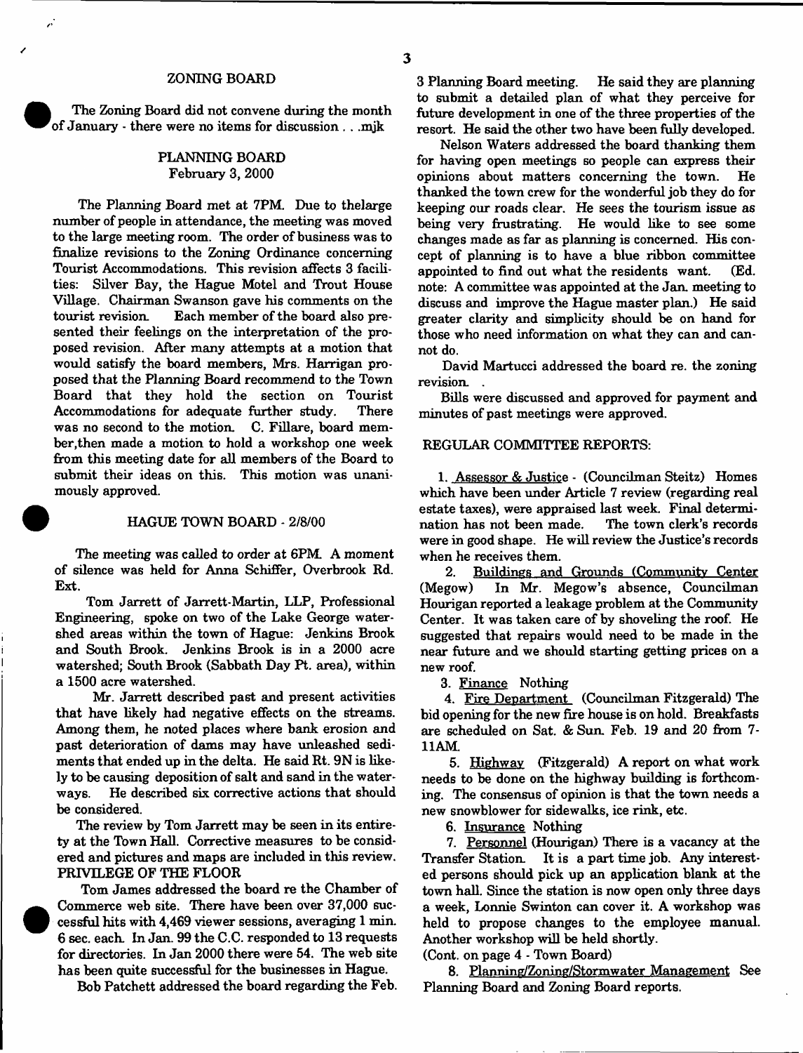## ZONING BOARD

The Zoning Board did not convene during the month of January - there were no items for discussion . . .mjk

### PLANNING BOARD
### February 3, 2000

The Planning Board met at 7PM. Due to thelarge number of people in attendance, the meeting was moved to the large meeting room. The order of business was to finalize revisions to the Zoning Ordinance concerning Tourist Accommodations. This revision affects 3 facilities: Silver Bay, the Hague Motel and Trout House Village. Chairman Swanson gave his comments on the tourist revision. Each member of the board also presented their feelings on the interpretation of the proposed revision. After many attempts at a motion that would satisfy the board members, Mrs. Harrigan proposed that the Planning Board recommend to the Town Board that they hold the section on Tourist Accommodations for adequate further study. There was no second to the motion. C. Fillare, board member,then made a motion to hold a workshop one week from this meeting date for all members of the Board to submit their ideas on this. This motion was unanimously approved.

### HAGUE TOWN BOARD - 2/8/00

The meeting was called to order at 6PM. A moment of silence was held for Anna Schiffer, Overbrook Rd. Ext.

Tom Jarrett of Jarrett-Martin, LLP, Professional Engineering, spoke on two of the Lake George watershed areas within the town of Hague: Jenkins Brook and South Brook. Jenkins Brook is in a 2000 acre watershed; South Brook (Sabbath Day Pt. area), within a 1500 acre watershed.

Mr. Jarrett described past and present activities that have likely had negative effects on the streams. Among them, he noted places where bank erosion and past deterioration of dams may have unleashed sediments that ended up in the delta. He said Rt. 9N is likely to be causing deposition of salt and sand in the waterways. He described six corrective actions that should be considered.

The review by Tom Jarrett may be seen in its entirety at the Town Hall. Corrective measures to be considered and pictures and maps are included in this review.

PRIVILEGE OF THE FLOOR

Tom James addressed the board re the Chamber of Commerce web site. There have been over 37,000 successful hits with 4,469 viewer sessions, averaging 1 min. 6 sec. each. In Jan. 99 the C.C. responded to 13 requests for directories. In Jan 2000 there were 54. The web site has been quite successful for the businesses in Hague.

Bob Patchett addressed the board regarding the Feb. 3 Planning Board meeting. He said they are planning to submit a detailed plan of what they perceive for future development in one of the three properties of the resort. He said the other two have been fully developed.

Nelson Waters addressed the board thanking them for having open meetings so people can express their opinions about matters concerning the town. He thanked the town crew for the wonderful job they do for keeping our roads clear. He sees the tourism issue as being very frustrating. He would like to see some changes made as far as planning is concerned. His concept of planning is to have a blue ribbon committee appointed to find out what the residents want. (Ed. note: A committee was appointed at the Jan. meeting to discuss and improve the Hague master plan.) He said greater clarity and simplicity should be on hand for those who need information on what they can and cannot do.

David Martucci addressed the board re. the zoning revision. .

Bills were discussed and approved for payment and minutes of past meetings were approved.

REGULAR COMMITTEE REPORTS:

1. Assessor & Justice - (Councilman Steitz) Homes which have been under Article 7 review (regarding real estate taxes), were appraised last week. Final determination has not been made. The town clerk's records were in good shape. He will review the Justice's records when he receives them.

2. Buildings and Grounds (Community Center (Megow) In Mr. Megow's absence, Councilman Hourigan reported a leakage problem at the Community Center. It was taken care of by shoveling the roof. He suggested that repairs would need to be made in the near future and we should starting getting prices on a new roof.

3. Finance Nothing

4. Fire Department (Councilman Fitzgerald) The bid opening for the new fire house is on hold. Breakfasts are scheduled on Sat. & Sun. Feb. 19 and 20 from 7-11AM.

5. Highway (Fitzgerald) A report on what work needs to be done on the highway building is forthcoming. The consensus of opinion is that the town needs a new snowblower for sidewalks, ice rink, etc.

6. Insurance Nothing

7. Personnel (Hourigan) There is a vacancy at the Transfer Station. It is a part time job. Any interested persons should pick up an application blank at the town hall. Since the station is now open only three days a week, Lonnie Swinton can cover it. A workshop was held to propose changes to the employee manual. Another workshop will be held shortly.

(Cont. on page 4 - Town Board)

8. Planning/Zoning/Stormwater Management See Planning Board and Zoning Board reports.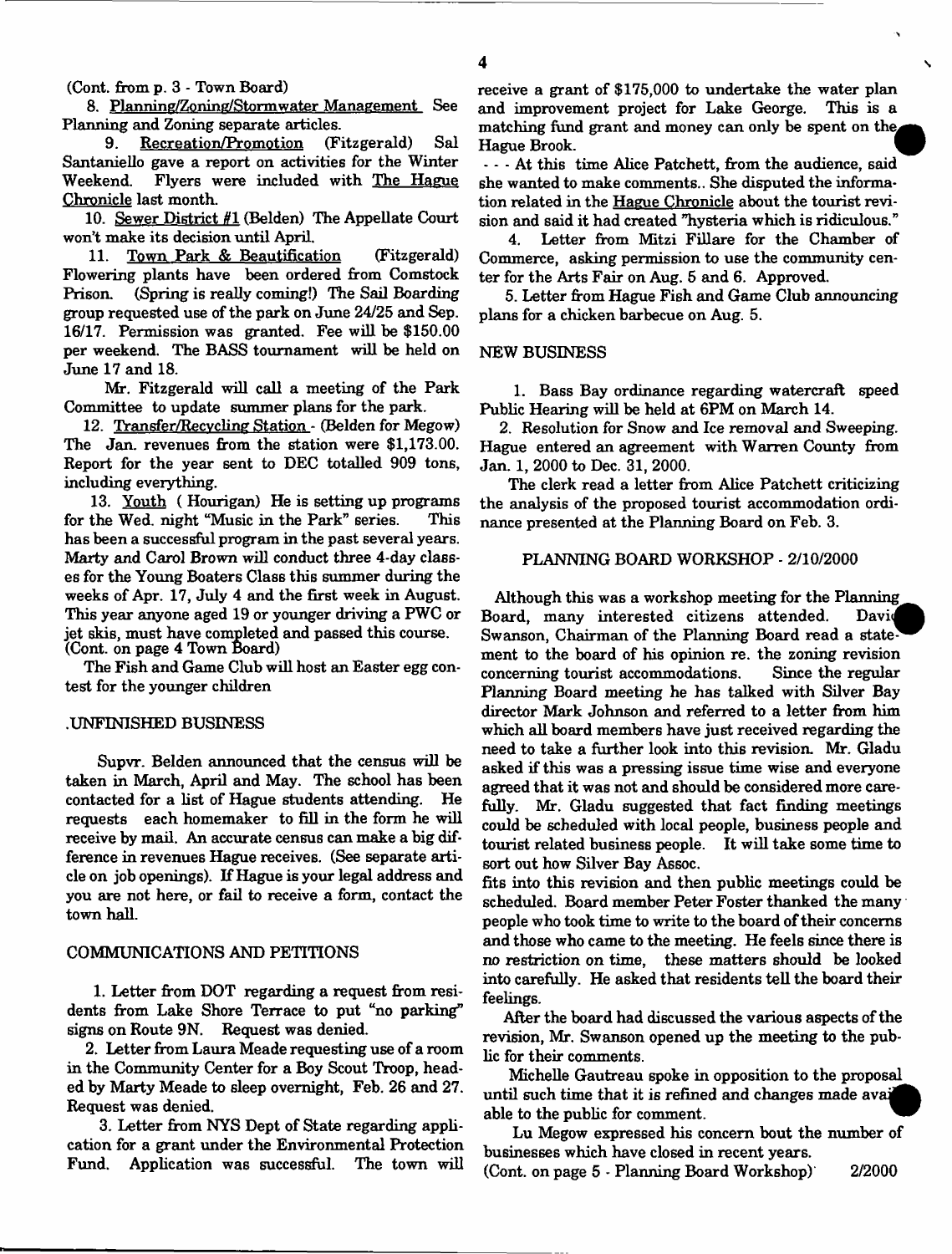(Cont. from p. 3 - Town Board)

8. Planning/Zoning/Stormwater Management See Planning and Zoning separate articles.

9. Recreation/Promotion (Fitzgerald) Sal Santaniello gave a report on activities for the Winter Weekend. Flyers were included with The Hague Chronicle last month.

10. Sewer District #1 (Belden) The Appellate Court won't make its decision until April.

11. Town Park & Beautification (Fitzgerald) Flowering plants have been ordered from Comstock Prison. (Spring is really coming!) The Sail Boarding group requested use of the park on June 24/25 and Sep. 16/17. Permission was granted. Fee will be $150.00 per weekend. The BASS tournament will be held on June 17 and 18.

Mr. Fitzgerald will call a meeting of the Park Committee to update summer plans for the park.

12. Transfer/Recycling Station - (Belden for Megow) The Jan. revenues from the station were $1,173.00. Report for the year sent to DEC totalled 909 tons, including everything.

13. Youth (Hourigan) He is setting up programs for the Wed. night "Music in the Park" series. This has been a successful program in the past several years. Marty and Carol Brown will conduct three 4-day classes for the Young Boaters Class this summer during the weeks of Apr. 17, July 4 and the first week in August. This year anyone aged 19 or younger driving a PWC or jet skis, must have completed and passed this course. (Cont. on page 4 Town Board)

The Fish and Game Club will host an Easter egg contest for the younger children

## UNFINISHED BUSINESS

Supvr. Belden announced that the census will be taken in March, April and May. The school has been contacted for a list of Hague students attending. He requests each homemaker to fill in the form he will receive by mail. An accurate census can make a big difference in revenues Hague receives. (See separate article on job openings). If Hague is your legal address and you are not here, or fail to receive a form, contact the town hall.

## COMMUNICATIONS AND PETITIONS

1. Letter from DOT regarding a request from residents from Lake Shore Terrace to put "no parking" signs on Route 9N. Request was denied.

2. Letter from Laura Meade requesting use of a room in the Community Center for a Boy Scout Troop, headed by Marty Meade to sleep overnight, Feb. 26 and 27. Request was denied.

3. Letter from NYS Dept of State regarding application for a grant under the Environmental Protection Fund. Application was successful. The town will receive a grant of $175,000 to undertake the water plan and improvement project for Lake George. This is a matching fund grant and money can only be spent on the Hague Brook.

- - - At this time Alice Patchett, from the audience, said she wanted to make comments.. She disputed the information related in the Hague Chronicle about the tourist revision and said it had created "hysteria which is ridiculous."

4. Letter from Mitzi Fillare for the Chamber of Commerce, asking permission to use the community center for the Arts Fair on Aug. 5 and 6. Approved.

5. Letter from Hague Fish and Game Club announcing plans for a chicken barbecue on Aug. 5.

## NEW BUSINESS

1. Bass Bay ordinance regarding watercraft speed Public Hearing will be held at 6PM on March 14.

2. Resolution for Snow and Ice removal and Sweeping. Hague entered an agreement with Warren County from Jan. 1, 2000 to Dec. 31, 2000.

The clerk read a letter from Alice Patchett criticizing the analysis of the proposed tourist accommodation ordinance presented at the Planning Board on Feb. 3.

## PLANNING BOARD WORKSHOP - 2/10/2000

Although this was a workshop meeting for the Planning Board, many interested citizens attended. David Swanson, Chairman of the Planning Board read a statement to the board of his opinion re. the zoning revision concerning tourist accommodations. Since the regular Planning Board meeting he has talked with Silver Bay director Mark Johnson and referred to a letter from him which all board members have just received regarding the need to take a further look into this revision. Mr. Gladu asked if this was a pressing issue time wise and everyone agreed that it was not and should be considered more carefully. Mr. Gladu suggested that fact finding meetings could be scheduled with local people, business people and tourist related business people. It will take some time to sort out how Silver Bay Assoc. fits into this revision and then public meetings could be scheduled. Board member Peter Foster thanked the many people who took time to write to the board of their concerns and those who came to the meeting. He feels since there is no restriction on time, these matters should be looked into carefully. He asked that residents tell the board their feelings.

After the board had discussed the various aspects of the revision, Mr. Swanson opened up the meeting to the public for their comments.

Michelle Gautreau spoke in opposition to the proposal until such time that it is refined and changes made available to the public for comment.

Lu Megow expressed his concern bout the number of businesses which have closed in recent years.

(Cont. on page 5 - Planning Board Workshop)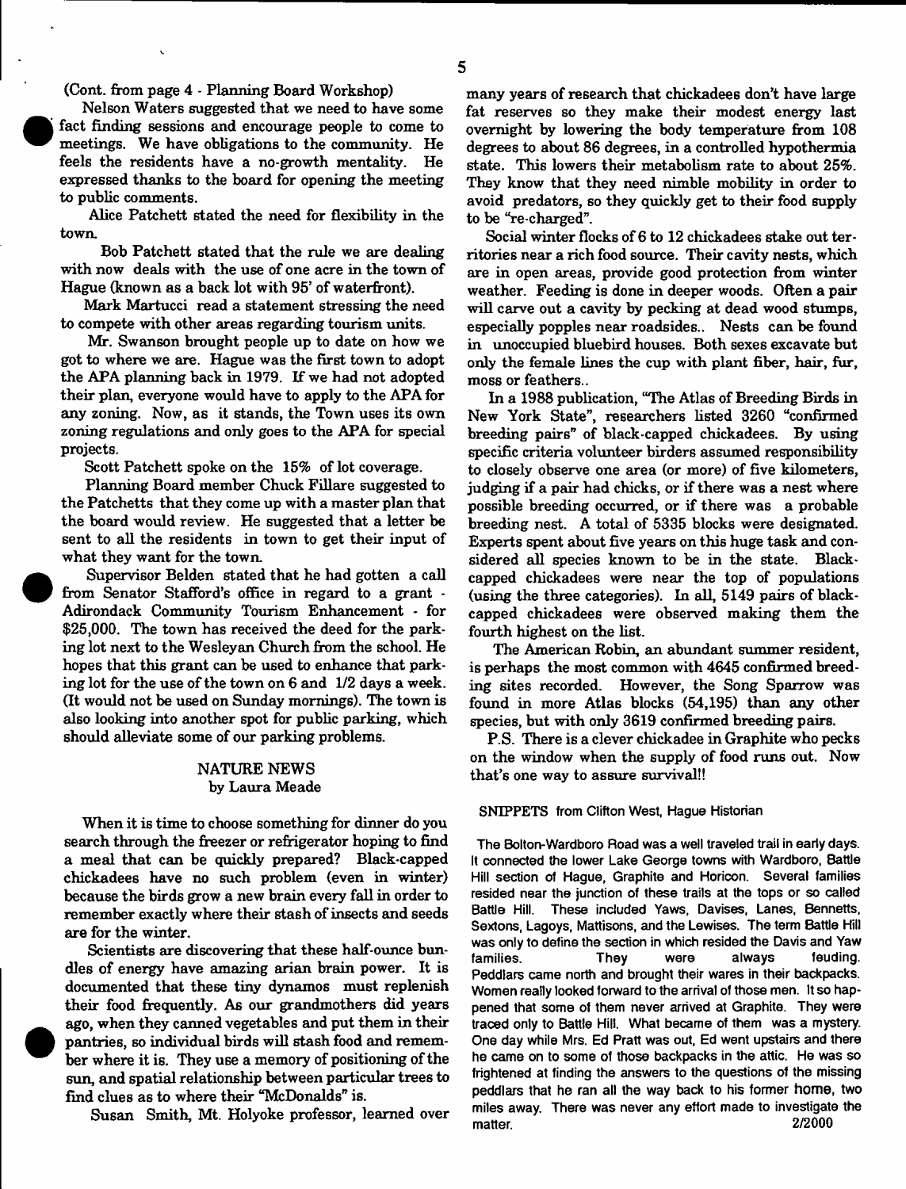(Cont. from page 4 - Planning Board Workshop)

Nelson Waters suggested that we need to have some fact finding sessions and encourage people to come to meetings. We have obligations to the community. He feels the residents have a no-growth mentality. He expressed thanks to the board for opening the meeting to public comments.

Alice Patchett stated the need for flexibility in the town.

Bob Patchett stated that the rule we are dealing with now deals with the use of one acre in the town of Hague (known as a back lot with 95' of waterfront).

Mark Martucci read a statement stressing the need to compete with other areas regarding tourism units.

Mr. Swanson brought people up to date on how we got to where we are. Hague was the first town to adopt the APA planning back in 1979. If we had not adopted their plan, everyone would have to apply to the APA for any zoning. Now, as it stands, the Town uses its own zoning regulations and only goes to the APA for special projects.

Scott Patchett spoke on the 15% of lot coverage.

Planning Board member Chuck Fillare suggested to the Patchetts that they come up with a master plan that the board would review. He suggested that a letter be sent to all the residents in town to get their input of what they want for the town.

Supervisor Belden stated that he had gotten a call from Senator Stafford's office in regard to a grant - Adirondack Community Tourism Enhancement - for $25,000. The town has received the deed for the parking lot next to the Wesleyan Church from the school. He hopes that this grant can be used to enhance that parking lot for the use of the town on 6 and 1/2 days a week. (It would not be used on Sunday mornings). The town is also looking into another spot for public parking, which should alleviate some of our parking problems.

## NATURE NEWS
by Laura Meade

When it is time to choose something for dinner do you search through the freezer or refrigerator hoping to find a meal that can be quickly prepared? Black-capped chickadees have no such problem (even in winter) because the birds grow a new brain every fall in order to remember exactly where their stash of insects and seeds are for the winter.

Scientists are discovering that these half-ounce bundles of energy have amazing arian brain power. It is documented that these tiny dynamos must replenish their food frequently. As our grandmothers did years ago, when they canned vegetables and put them in their pantries, so individual birds will stash food and remember where it is. They use a memory of positioning of the sun, and spatial relationship between particular trees to find clues as to where their "McDonalds" is.

Susan Smith, Mt. Holyoke professor, learned over many years of research that chickadees don't have large fat reserves so they make their modest energy last overnight by lowering the body temperature from 108 degrees to about 86 degrees, in a controlled hypothermia state. This lowers their metabolism rate to about 25%. They know that they need nimble mobility in order to avoid predators, so they quickly get to their food supply to be "re-charged".

Social winter flocks of 6 to 12 chickadees stake out territories near a rich food source. Their cavity nests, which are in open areas, provide good protection from winter weather. Feeding is done in deeper woods. Often a pair will carve out a cavity by pecking at dead wood stumps, especially popples near roadsides.. Nests can be found in unoccupied bluebird houses. Both sexes excavate but only the female lines the cup with plant fiber, hair, fur, moss or feathers..

In a 1988 publication, "The Atlas of Breeding Birds in New York State", researchers listed 3260 "confirmed breeding pairs" of black-capped chickadees. By using specific criteria volunteer birders assumed responsibility to closely observe one area (or more) of five kilometers, judging if a pair had chicks, or if there was a nest where possible breeding occurred, or if there was a probable breeding nest. A total of 5335 blocks were designated. Experts spent about five years on this huge task and considered all species known to be in the state. Black-capped chickadees were near the top of populations (using the three categories). In all, 5149 pairs of black-capped chickadees were observed making them the fourth highest on the list.

The American Robin, an abundant summer resident, is perhaps the most common with 4645 confirmed breeding sites recorded. However, the Song Sparrow was found in more Atlas blocks (54,195) than any other species, but with only 3619 confirmed breeding pairs.

P.S. There is a clever chickadee in Graphite who pecks on the window when the supply of food runs out. Now that's one way to assure survival!!

## SNIPPETS from Clifton West, Hague Historian

The Bolton-Wardboro Road was a well traveled trail in early days. It connected the lower Lake George towns with Wardboro, Battle Hill section of Hague, Graphite and Horicon. Several families resided near the junction of these trails at the tops or so called Battle Hill. These included Yaws, Davises, Lanes, Bennetts, Sextons, Lagoys, Mattisons, and the Lewises. The term Battle Hill was only to define the section in which resided the Davis and Yaw families. They were always feuding. Peddlars came north and brought their wares in their backpacks. Women really looked forward to the arrival of those men. It so happened that some of them never arrived at Graphite. They were traced only to Battle Hill. What became of them was a mystery. One day while Mrs. Ed Pratt was out, Ed went upstairs and there he came on to some of those backpacks in the attic. He was so frightened at finding the answers to the questions of the missing peddlars that he ran all the way back to his former home, two miles away. There was never any effort made to investigate the matter. 2/2000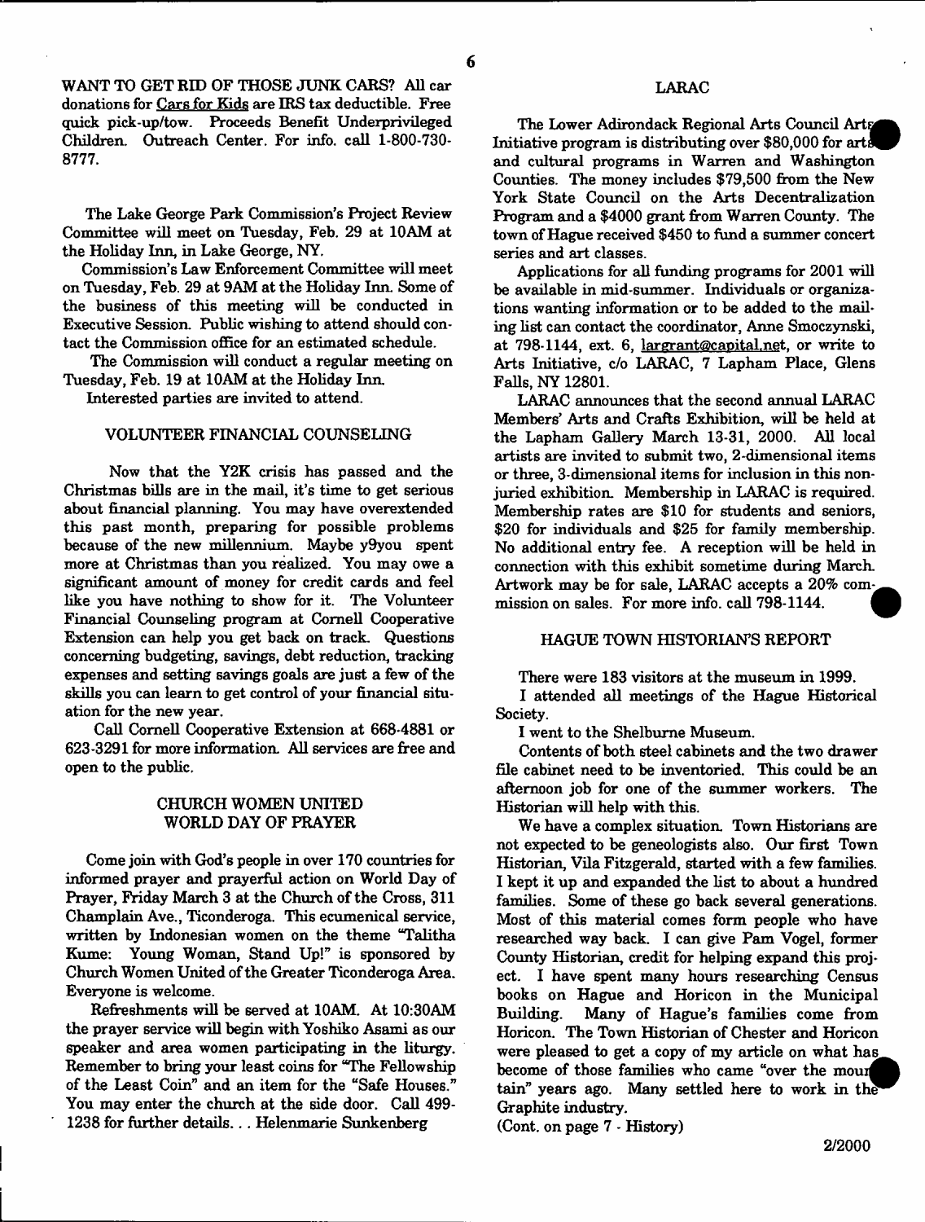WANT TO GET RID OF THOSE JUNK CARS? All car donations for Cars for Kids are IRS tax deductible. Free quick pick-up/tow. Proceeds Benefit Underprivileged Children. Outreach Center. For info. call 1-800-730-8777.

The Lake George Park Commission's Project Review Committee will meet on Tuesday, Feb. 29 at 10AM at the Holiday Inn, in Lake George, NY.

Commission's Law Enforcement Committee will meet on Tuesday, Feb. 29 at 9AM at the Holiday Inn. Some of the business of this meeting will be conducted in Executive Session. Public wishing to attend should contact the Commission office for an estimated schedule.

The Commission will conduct a regular meeting on Tuesday, Feb. 19 at 10AM at the Holiday Inn.

Interested parties are invited to attend.

## VOLUNTEER FINANCIAL COUNSELING

Now that the Y2K crisis has passed and the Christmas bills are in the mail, it's time to get serious about financial planning. You may have overextended this past month, preparing for possible problems because of the new millennium. Maybe y9you spent more at Christmas than you realized. You may owe a significant amount of money for credit cards and feel like you have nothing to show for it. The Volunteer Financial Counseling program at Cornell Cooperative Extension can help you get back on track. Questions concerning budgeting, savings, debt reduction, tracking expenses and setting savings goals are just a few of the skills you can learn to get control of your financial situation for the new year.

Call Cornell Cooperative Extension at 668-4881 or 623-3291 for more information. All services are free and open to the public.

## CHURCH WOMEN UNITED WORLD DAY OF PRAYER

Come join with God's people in over 170 countries for informed prayer and prayerful action on World Day of Prayer, Friday March 3 at the Church of the Cross, 311 Champlain Ave., Ticonderoga. This ecumenical service, written by Indonesian women on the theme "Talitha Kume: Young Woman, Stand Up!" is sponsored by Church Women United of the Greater Ticonderoga Area. Everyone is welcome.

Refreshments will be served at 10AM. At 10:30AM the prayer service will begin with Yoshiko Asami as our speaker and area women participating in the liturgy. Remember to bring your least coins for "The Fellowship of the Least Coin" and an item for the "Safe Houses." You may enter the church at the side door. Call 499-1238 for further details... Helenmarie Sunkenberg

## LARAC

The Lower Adirondack Regional Arts Council Arts Initiative program is distributing over $80,000 for arts and cultural programs in Warren and Washington Counties. The money includes $79,500 from the New York State Council on the Arts Decentralization Program and a $4000 grant from Warren County. The town of Hague received $450 to fund a summer concert series and art classes.

Applications for all funding programs for 2001 will be available in mid-summer. Individuals or organizations wanting information or to be added to the mailing list can contact the coordinator, Anne Smoczynski, at 798-1144, ext. 6, largrant@capital.net, or write to Arts Initiative, c/o LARAC, 7 Lapham Place, Glens Falls, NY 12801.

LARAC announces that the second annual LARAC Members' Arts and Crafts Exhibition, will be held at the Lapham Gallery March 13-31, 2000. All local artists are invited to submit two, 2-dimensional items or three, 3-dimensional items for inclusion in this non-juried exhibition. Membership in LARAC is required. Membership rates are $10 for students and seniors, $20 for individuals and $25 for family membership. No additional entry fee. A reception will be held in connection with this exhibit sometime during March. Artwork may be for sale, LARAC accepts a 20% commission on sales. For more info. call 798-1144.

## HAGUE TOWN HISTORIAN'S REPORT

There were 183 visitors at the museum in 1999.

I attended all meetings of the Hague Historical Society.

I went to the Shelburne Museum.

Contents of both steel cabinets and the two drawer file cabinet need to be inventoried. This could be an afternoon job for one of the summer workers. The Historian will help with this.

We have a complex situation. Town Historians are not expected to be geneologists also. Our first Town Historian, Vila Fitzgerald, started with a few families. I kept it up and expanded the list to about a hundred families. Some of these go back several generations. Most of this material comes form people who have researched way back. I can give Pam Vogel, former County Historian, credit for helping expand this project. I have spent many hours researching Census books on Hague and Horicon in the Municipal Building. Many of Hague's families come from Horicon. The Town Historian of Chester and Horicon were pleased to get a copy of my article on what has become of those families who came "over the mountain" years ago. Many settled here to work in the Graphite industry.

(Cont. on page 7 - History)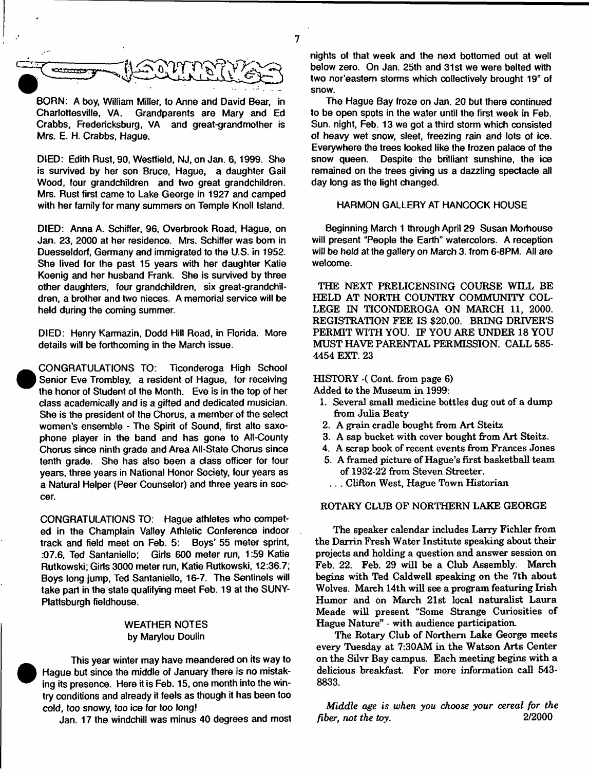# SOUNDINGS

BORN: A boy, William Miller, to Anne and David Bear, in Charlottesville, VA. Grandparents are Mary and Ed Crabbs, Fredericksburg, VA and great-grandmother is Mrs. E. H. Crabbs, Hague.

DIED: Edith Rust, 90, Westfield, NJ, on Jan. 6, 1999. She is survived by her son Bruce, Hague, a daughter Gail Wood, four grandchildren and two great grandchildren. Mrs. Rust first came to Lake George in 1927 and camped with her family for many summers on Temple Knoll Island.

DIED: Anna A. Schiffer, 96, Overbrook Road, Hague, on Jan. 23, 2000 at her residence. Mrs. Schiffer was born in Duesseldorf, Germany and immigrated to the U.S. in 1952. She lived for the past 15 years with her daughter Katie Koenig and her husband Frank. She is survived by three other daughters, four grandchildren, six great-grandchildren, a brother and two nieces. A memorial service will be held during the coming summer.

DIED: Henry Karmazin, Dodd Hill Road, in Florida. More details will be forthcoming in the March issue.

CONGRATULATIONS TO: Ticonderoga High School Senior Eve Trombley, a resident of Hague, for receiving the honor of Student of the Month. Eve is in the top of her class academically and is a gifted and dedicated musician. She is the president of the Chorus, a member of the select women's ensemble - The Spirit of Sound, first alto saxophone player in the band and has gone to All-County Chorus since ninth grade and Area All-State Chorus since tenth grade. She has also been a class officer for four years, three years in National Honor Society, four years as a Natural Helper (Peer Counselor) and three years in soccer.

CONGRATULATIONS TO: Hague athletes who competed in the Champlain Valley Athletic Conference indoor track and field meet on Feb. 5: Boys' 55 meter sprint, :07.6, Ted Santaniello; Girls 600 meter run, 1:59 Katie Rutkowski; Girls 3000 meter run, Katie Rutkowski, 12:36.7; Boys long jump, Ted Santaniello, 16-7. The Sentinels will take part in the state qualifying meet Feb. 19 at the SUNY-Plattsburgh fieldhouse.

## WEATHER NOTES
by Marylou Doulin

This year winter may have meandered on its way to Hague but since the middle of January there is no mistaking its presence. Here it is Feb. 15, one month into the wintry conditions and already it feels as though it has been too cold, too snowy, too ice for too long!

Jan. 17 the windchill was minus 40 degrees and most nights of that week and the next bottomed out at well below zero. On Jan. 25th and 31st we were belted with two nor'eastern storms which collectively brought 19" of snow.

The Hague Bay froze on Jan. 20 but there continued to be open spots in the water until the first week in Feb. Sun. night, Feb. 13 we got a third storm which consisted of heavy wet snow, sleet, freezing rain and lots of ice. Everywhere the trees looked like the frozen palace of the snow queen. Despite the brilliant sunshine, the ice remained on the trees giving us a dazzling spectacle all day long as the light changed.

## HARMON GALLERY AT HANCOCK HOUSE

Beginning March 1 through April 29 Susan Morhouse will present "People the Earth" watercolors. A reception will be held at the gallery on March 3. from 6-8PM. All are welcome.

THE NEXT PRELICENSING COURSE WILL BE HELD AT NORTH COUNTRY COMMUNITY COLLEGE IN TICONDEROGA ON MARCH 11, 2000. REGISTRATION FEE IS $20.00. BRING DRIVER'S PERMIT WITH YOU. IF YOU ARE UNDER 18 YOU MUST HAVE PARENTAL PERMISSION. CALL 585-4454 EXT. 23

HISTORY -( Cont. from page 6)

Added to the Museum in 1999:

1. Several small medicine bottles dug out of a dump from Julia Beaty
2. A grain cradle bought from Art Steitz
3. A sap bucket with cover bought from Art Steitz.
4. A scrap book of recent events from Frances Jones
5. A framed picture of Hague's first basketball team of 1932-22 from Steven Streeter.

. . . Clifton West, Hague Town Historian

## ROTARY CLUB OF NORTHERN LAKE GEORGE

The speaker calendar includes Larry Fichler from the Darrin Fresh Water Institute speaking about their projects and holding a question and answer session on Feb. 22. Feb. 29 will be a Club Assembly. March begins with Ted Caldwell speaking on the 7th about Wolves. March 14th will see a program featuring Irish Humor and on March 21st local naturalist Laura Meade will present "Some Strange Curiosities of Hague Nature" - with audience participation.

The Rotary Club of Northern Lake George meets every Tuesday at 7:30AM in the Watson Arts Center on the Silvr Bay campus. Each meeting begins with a delicious breakfast. For more information call 543-8833.

*Middle age is when you choose your cereal for the fiber, not the toy.* 2/2000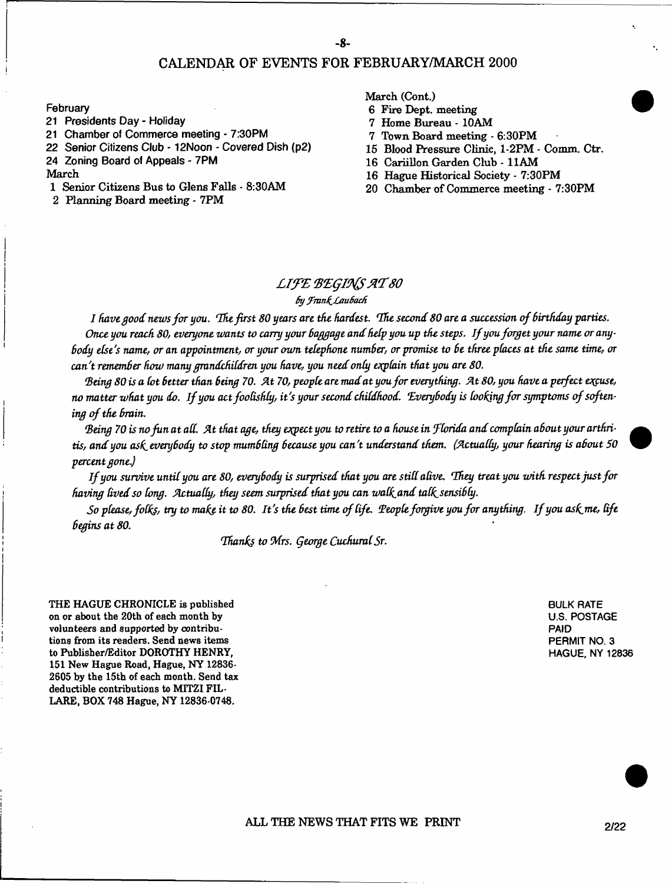## CALENDAR OF EVENTS FOR FEBRUARY/MARCH 2000

**February**

21 Presidents Day - Holiday
21 Chamber of Commerce meeting - 7:30PM
22 Senior Citizens Club - 12Noon - Covered Dish (p2)
24 Zoning Board of Appeals - 7PM

**March**

1 Senior Citizens Bus to Glens Falls - 8:30AM
2 Planning Board meeting - 7PM

**March (Cont.)**

6 Fire Dept. meeting
7 Home Bureau - 10AM
7 Town Board meeting - 6:30PM
15 Blood Pressure Clinic, 1-2PM - Comm. Ctr.
16 Cariilon Garden Club - 11AM
16 Hague Historical Society - 7:30PM
20 Chamber of Commerce meeting - 7:30PM

## *LIFE BEGINS AT 80*

*by Frank Laubach*

*I have good news for you. The first 80 years are the hardest. The second 80 are a succession of birthday parties. Once you reach 80, everyone wants to carry your baggage and help you up the steps. If you forget your name or anybody else's name, or an appointment, or your own telephone number, or promise to be three places at the same time, or can't remember how many grandchildren you have, you need only explain that you are 80.*

*Being 80 is a lot better than being 70. At 70, people are mad at you for everything. At 80, you have a perfect excuse, no matter what you do. If you act foolishly, it's your second childhood. Everybody is looking for symptoms of softening of the brain.*

*Being 70 is no fun at all. At that age, they expect you to retire to a house in Florida and complain about your arthritis, and you ask everybody to stop mumbling because you can't understand them. (Actually, your hearing is about 50 percent gone.)*

*If you survive until you are 80, everybody is surprised that you are still alive. They treat you with respect just for having lived so long. Actually, they seem surprised that you can walk and talk sensibly.*

*So please, folks, try to make it to 80. It's the best time of life. People forgive you for anything. If you ask me, life begins at 80.*

*Thanks to Mrs. George Cuchural Sr.*

THE HAGUE CHRONICLE is published on or about the 20th of each month by volunteers and supported by contributions from its readers. Send news items to Publisher/Editor DOROTHY HENRY, 151 New Hague Road, Hague, NY 12836-2605 by the 15th of each month. Send tax deductible contributions to MITZI FILLARE, BOX 748 Hague, NY 12836-0748.

BULK RATE
U.S. POSTAGE
PAID
PERMIT NO. 3
HAGUE, NY 12836

ALL THE NEWS THAT FITS WE PRINT